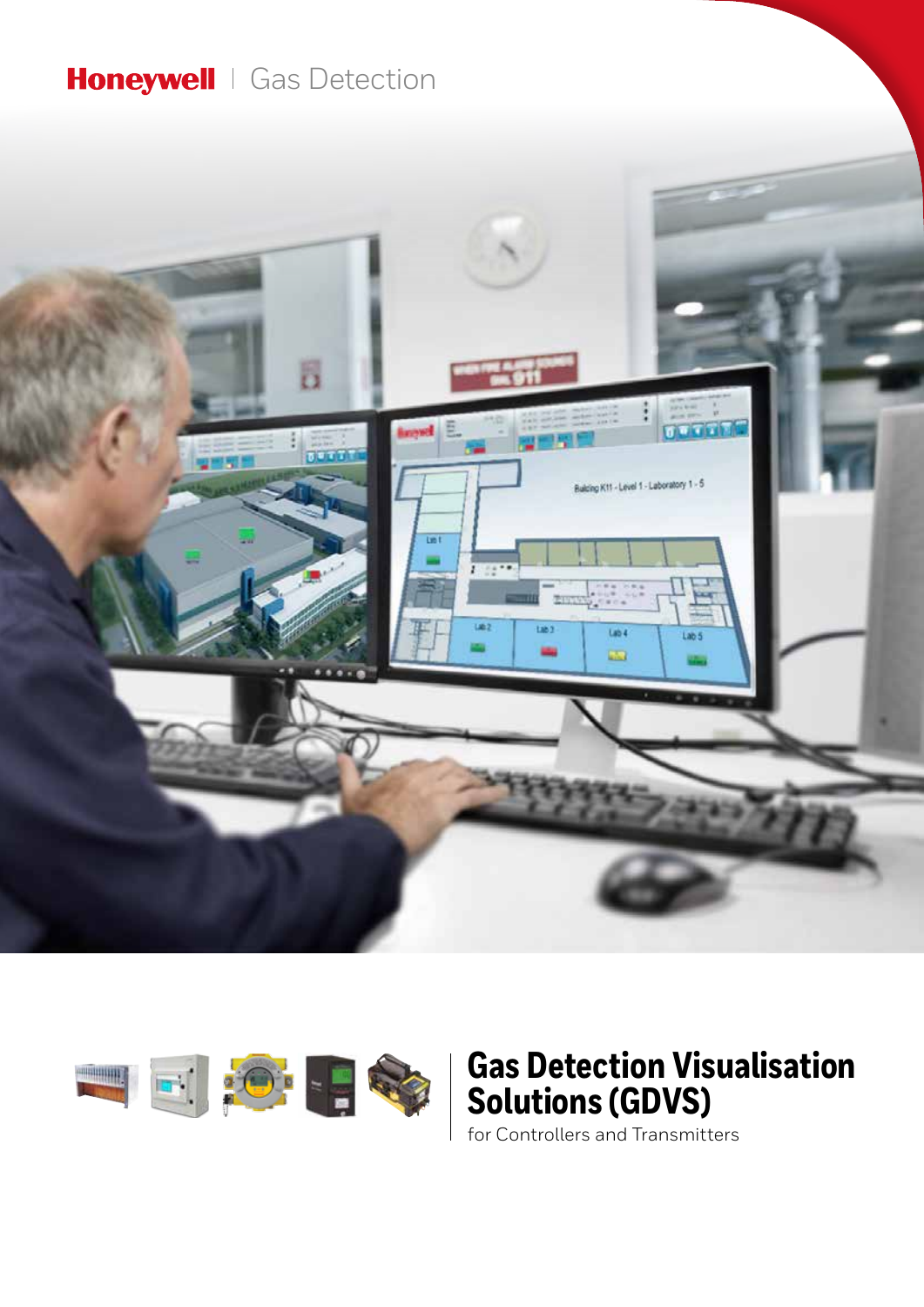Honeywell | Gas Detection

# Gas Detection Visualisation Solutions (GDVS)

for Controllers and Transmitters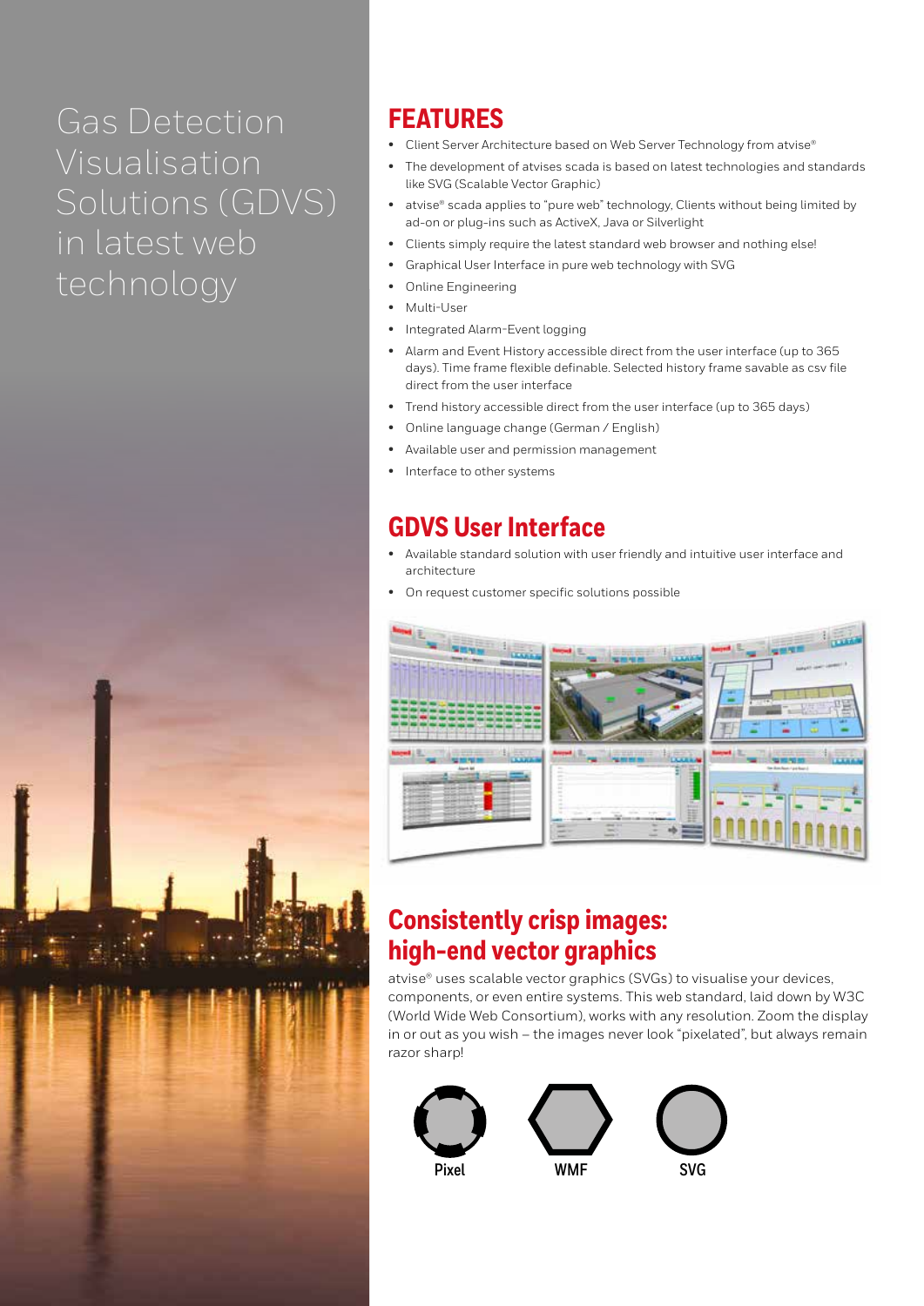# Gas Detection Visualisation Solutions (GDVS) in latest web technology

## FEATURES

- Client Server Architecture based on Web Server Technology from atvise®
- The development of atvises scada is based on latest technologies and standards like SVG (Scalable Vector Graphic)
- atvise® scada applies to "pure web" technology, Clients without being limited by ad-on or plug-ins such as ActiveX, Java or Silverlight
- Clients simply require the latest standard web browser and nothing else!
- Graphical User Interface in pure web technology with SVG
- Online Engineering
- Multi-User
- Integrated Alarm-Event logging
- Alarm and Event History accessible direct from the user interface (up to 365 days). Time frame flexible definable. Selected history frame savable as csv file direct from the user interface
- Trend history accessible direct from the user interface (up to 365 days)
- Online language change (German / English)
- Available user and permission management
- Interface to other systems

## GDVS User Interface

- Available standard solution with user friendly and intuitive user interface and architecture
- On request customer specific solutions possible

## Consistently crisp images: high-end vector graphics

atvise® uses scalable vector graphics (SVGs) to visualise your devices, components, or even entire systems. This web standard, laid down by W3C (World Wide Web Consortium), works with any resolution. Zoom the display in or out as you wish – the images never look "pixelated", but always remain razor sharp!

Pixel WMF SVG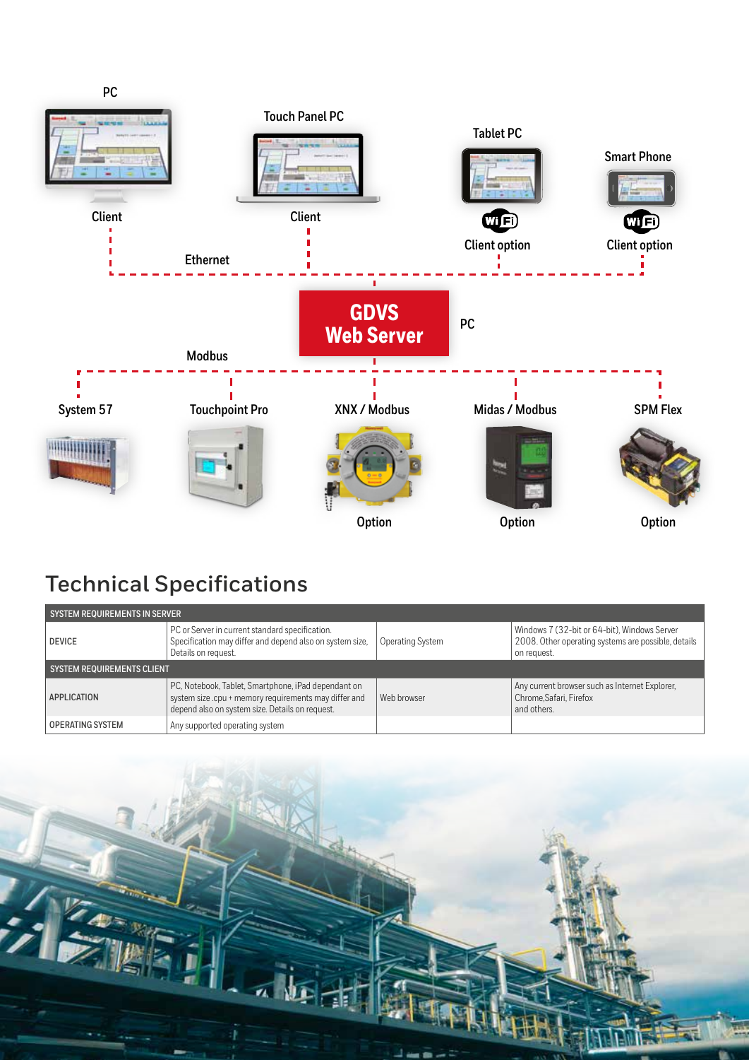PC

Client

Touch Panel PC

Client

Tablet PC

Client option

Smart Phone

Client option

Ethernet

GDVS Web Server

PC

Modbus

System 57

Touchpoint Pro

XNX / Modbus

Option

Midas / Modbus

Option

SPM Flex

Option

## Technical Specifications

| SYSTEM REQUIREMENTS IN SERVER | | | |
|---|---|---|---|
| DEVICE | PC or Server in current standard specification. Specification may differ and depend also on system size, Details on request. | Operating System | Windows 7 (32-bit or 64-bit), Windows Server 2008. Other operating systems are possible, details on request. |
| **SYSTEM REQUIREMENTS CLIENT** | | | |
| APPLICATION | PC, Notebook, Tablet, Smartphone, iPad dependant on system size .cpu + memory requirements may differ and depend also on system size. Details on request. | Web browser | Any current browser such as Internet Explorer, Chrome,Safari, Firefox and others. |
| OPERATING SYSTEM | Any supported operating system | | |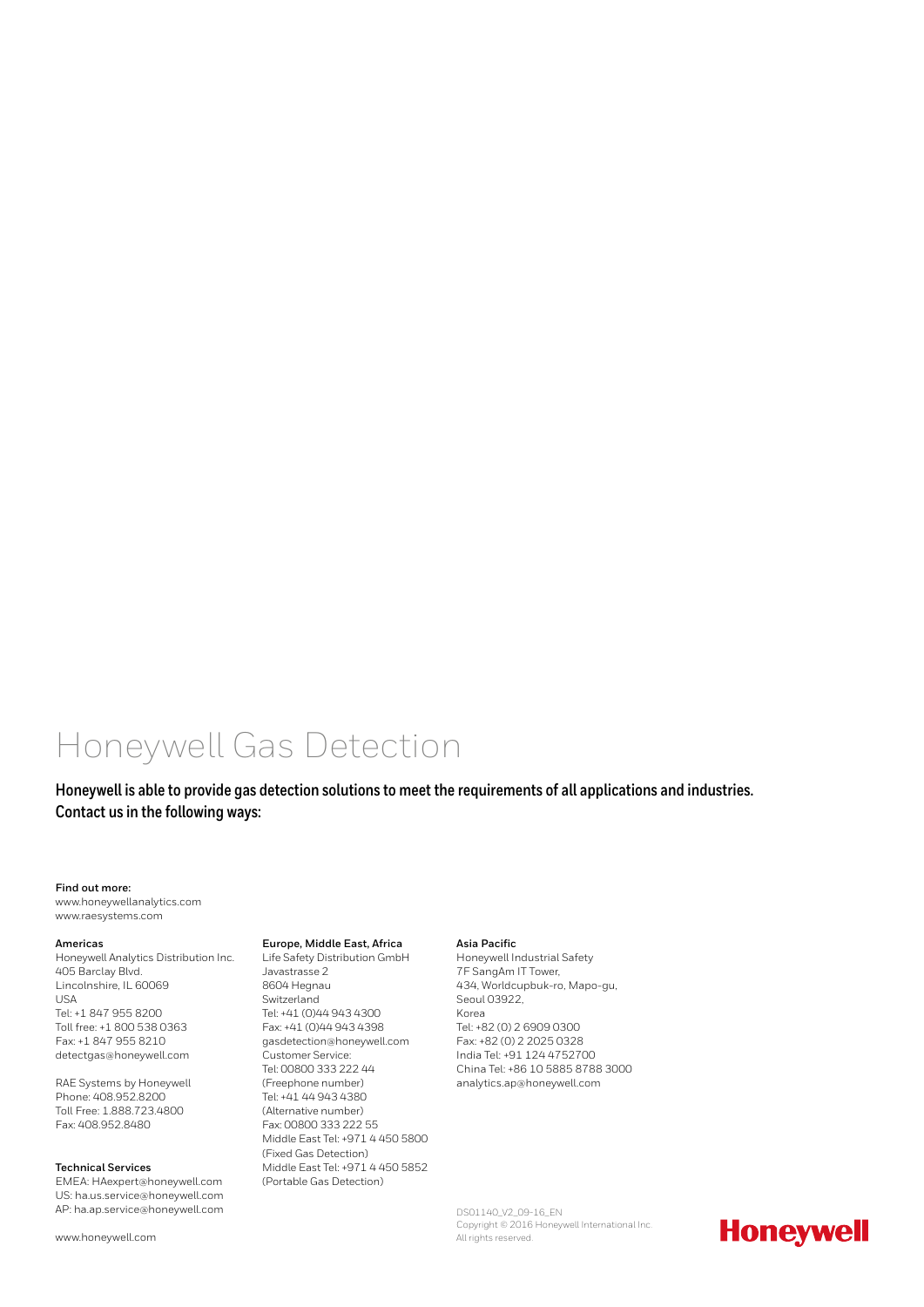# Honeywell Gas Detection

**Honeywell is able to provide gas detection solutions to meet the requirements of all applications and industries. Contact us in the following ways:**

**Find out more:**
www.honeywellanalytics.com
www.raesystems.com

**Americas**
Honeywell Analytics Distribution Inc.
405 Barclay Blvd.
Lincolnshire, IL 60069
USA
Tel: +1 847 955 8200
Toll free: +1 800 538 0363
Fax: +1 847 955 8210
detectgas@honeywell.com

RAE Systems by Honeywell
Phone: 408.952.8200
Toll Free: 1.888.723.4800
Fax: 408.952.8480

**Technical Services**
EMEA: HAexpert@honeywell.com
US: ha.us.service@honeywell.com
AP: ha.ap.service@honeywell.com

www.honeywell.com

**Europe, Middle East, Africa**
Life Safety Distribution GmbH
Javastrasse 2
8604 Hegnau
Switzerland
Tel: +41 (0)44 943 4300
Fax: +41 (0)44 943 4398
gasdetection@honeywell.com
Customer Service:
Tel: 00800 333 222 44
(Freephone number)
Tel: +41 44 943 4380
(Alternative number)
Fax: 00800 333 222 55
Middle East Tel: +971 4 450 5800
(Fixed Gas Detection)
Middle East Tel: +971 4 450 5852
(Portable Gas Detection)

**Asia Pacific**
Honeywell Industrial Safety
7F SangAm IT Tower,
434, Worldcupbuk-ro, Mapo-gu,
Seoul 03922,
Korea
Tel: +82 (0) 2 6909 0300
Fax: +82 (0) 2 2025 0328
India Tel: +91 124 4752700
China Tel: +86 10 5885 8788 3000
analytics.ap@honeywell.com

DS01140_V2_09-16_EN
Copyright © 2016 Honeywell International Inc.
All rights reserved.

Honeywell